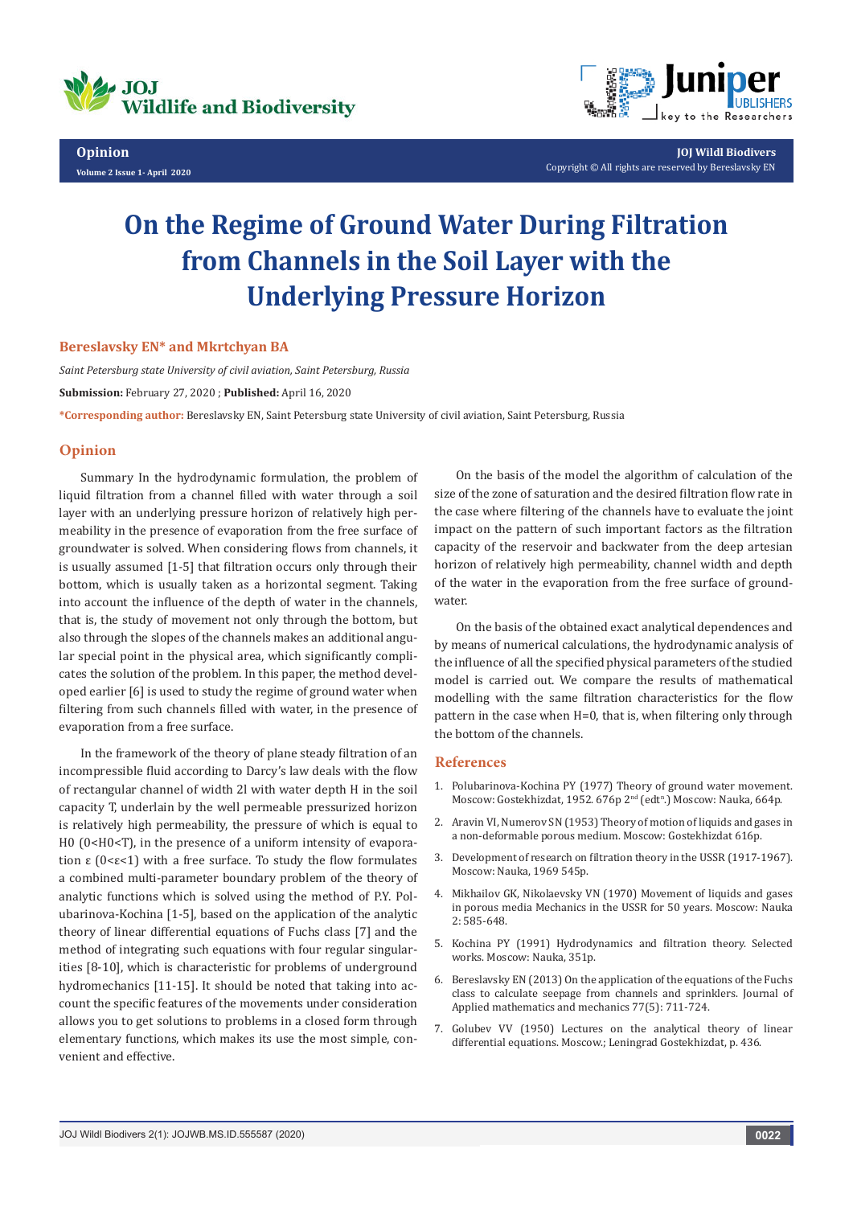Opinion

Volume 2 Issue 1- April 2020

Copyright © All rights are reserved by Bereslavsky EN

# On the Regime of Ground Water During Filtration from Channels in the Soil Layer with the Underlying Pressure Horizon

**Bereslavsky EN\* and Mkrtchyan BA**

*Saint Petersburg state University of civil aviation, Saint Petersburg, Russia*

**Submission:** February 27, 2020 ; **Published:** April 16, 2020

**\*Corresponding author:** Bereslavsky EN, Saint Petersburg state University of civil aviation, Saint Petersburg, Russia

## Opinion

Summary In the hydrodynamic formulation, the problem of liquid filtration from a channel filled with water through a soil layer with an underlying pressure horizon of relatively high permeability in the presence of evaporation from the free surface of groundwater is solved. When considering flows from channels, it is usually assumed [1-5] that filtration occurs only through their bottom, which is usually taken as a horizontal segment. Taking into account the influence of the depth of water in the channels, that is, the study of movement not only through the bottom, but also through the slopes of the channels makes an additional angular special point in the physical area, which significantly complicates the solution of the problem. In this paper, the method developed earlier [6] is used to study the regime of ground water when filtering from such channels filled with water, in the presence of evaporation from a free surface.

In the framework of the theory of plane steady filtration of an incompressible fluid according to Darcy's law deals with the flow of rectangular channel of width 2l with water depth H in the soil capacity T, underlain by the well permeable pressurized horizon is relatively high permeability, the pressure of which is equal to H0 ($0<H0<T$), in the presence of a uniform intensity of evaporation ε ($0<\varepsilon<1$) with a free surface. To study the flow formulates a combined multi-parameter boundary problem of the theory of analytic functions which is solved using the method of P.Y. Polubarinova-Kochina [1-5], based on the application of the analytic theory of linear differential equations of Fuchs class [7] and the method of integrating such equations with four regular singularities [8-10], which is characteristic for problems of underground hydromechanics [11-15]. It should be noted that taking into account the specific features of the movements under consideration allows you to get solutions to problems in a closed form through elementary functions, which makes its use the most simple, convenient and effective.

On the basis of the model the algorithm of calculation of the size of the zone of saturation and the desired filtration flow rate in the case where filtering of the channels have to evaluate the joint impact on the pattern of such important factors as the filtration capacity of the reservoir and backwater from the deep artesian horizon of relatively high permeability, channel width and depth of the water in the evaporation from the free surface of groundwater.

On the basis of the obtained exact analytical dependences and by means of numerical calculations, the hydrodynamic analysis of the influence of all the specified physical parameters of the studied model is carried out. We compare the results of mathematical modelling with the same filtration characteristics for the flow pattern in the case when H=0, that is, when filtering only through the bottom of the channels.

## References

1. Polubarinova-Kochina PY (1977) Theory of ground water movement. Moscow: Gostekhizdat, 1952. 676p 2nd (edtn.) Moscow: Nauka, 664p.
2. Aravin VI, Numerov SN (1953) Theory of motion of liquids and gases in a non-deformable porous medium. Moscow: Gostekhizdat 616p.
3. Development of research on filtration theory in the USSR (1917-1967). Moscow: Nauka, 1969 545p.
4. Mikhailov GK, Nikolaevsky VN (1970) Movement of liquids and gases in porous media Mechanics in the USSR for 50 years. Moscow: Nauka 2: 585-648.
5. Kochina PY (1991) Hydrodynamics and filtration theory. Selected works. Moscow: Nauka, 351p.
6. Bereslavsky EN (2013) On the application of the equations of the Fuchs class to calculate seepage from channels and sprinklers. Journal of Applied mathematics and mechanics 77(5): 711-724.
7. Golubev VV (1950) Lectures on the analytical theory of linear differential equations. Moscow.; Leningrad Gostekhizdat, p. 436.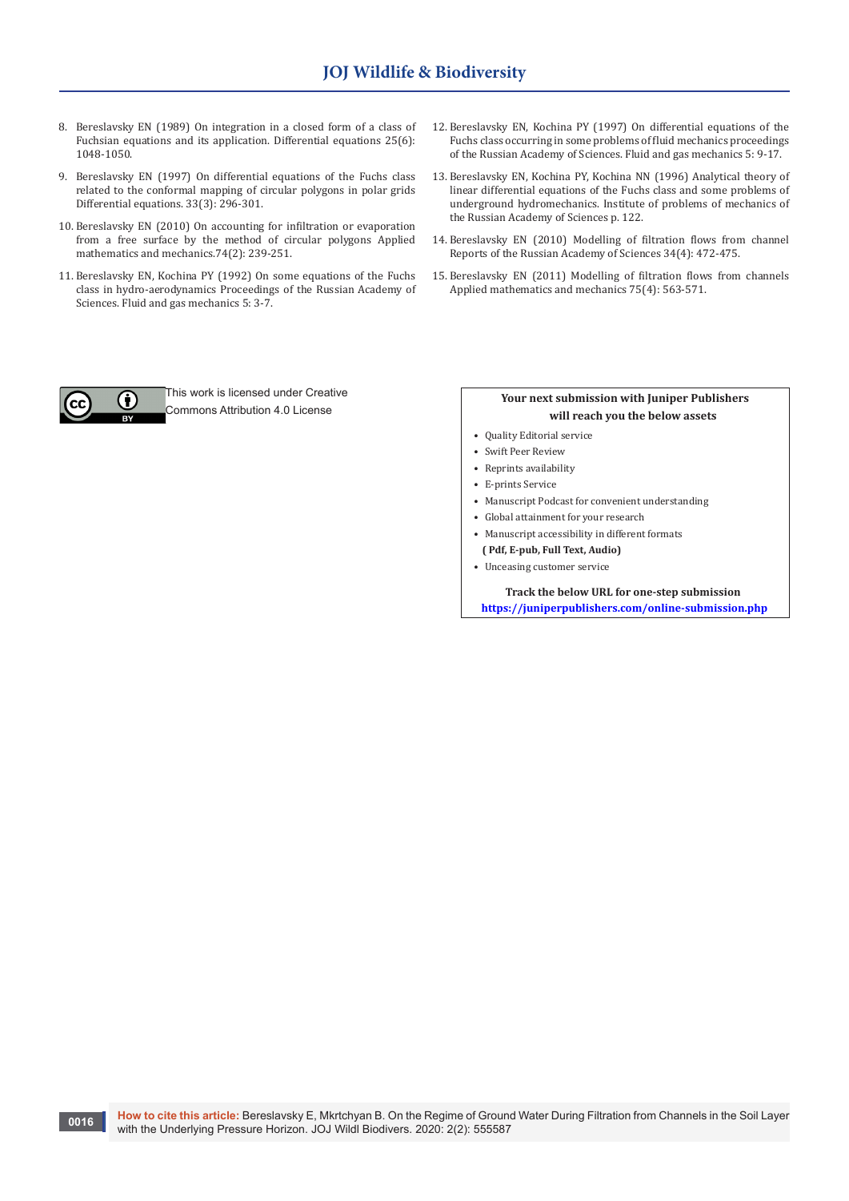8. Bereslavsky EN (1989) On integration in a closed form of a class of Fuchsian equations and its application. Differential equations 25(6): 1048-1050.
9. Bereslavsky EN (1997) On differential equations of the Fuchs class related to the conformal mapping of circular polygons in polar grids Differential equations. 33(3): 296-301.
10. Bereslavsky EN (2010) On accounting for infiltration or evaporation from a free surface by the method of circular polygons Applied mathematics and mechanics.74(2): 239-251.
11. Bereslavsky EN, Kochina PY (1992) On some equations of the Fuchs class in hydro-aerodynamics Proceedings of the Russian Academy of Sciences. Fluid and gas mechanics 5: 3-7.
12. Bereslavsky EN, Kochina PY (1997) On differential equations of the Fuchs class occurring in some problems of fluid mechanics proceedings of the Russian Academy of Sciences. Fluid and gas mechanics 5: 9-17.
13. Bereslavsky EN, Kochina PY, Kochina NN (1996) Analytical theory of linear differential equations of the Fuchs class and some problems of underground hydromechanics. Institute of problems of mechanics of the Russian Academy of Sciences p. 122.
14. Bereslavsky EN (2010) Modelling of filtration flows from channel Reports of the Russian Academy of Sciences 34(4): 472-475.
15. Bereslavsky EN (2011) Modelling of filtration flows from channels Applied mathematics and mechanics 75(4): 563-571.

This work is licensed under Creative Commons Attribution 4.0 License

**Your next submission with Juniper Publishers will reach you the below assets**

- Quality Editorial service
- Swift Peer Review
- Reprints availability
- E-prints Service
- Manuscript Podcast for convenient understanding
- Global attainment for your research
- Manuscript accessibility in different formats **( Pdf, E-pub, Full Text, Audio)**
- Unceasing customer service

**Track the below URL for one-step submission**
**https://juniperpublishers.com/online-submission.php**

**How to cite this article:** Bereslavsky E, Mkrtchyan B. On the Regime of Ground Water During Filtration from Channels in the Soil Layer with the Underlying Pressure Horizon. JOJ Wildl Biodivers. 2020: 2(2): 555587